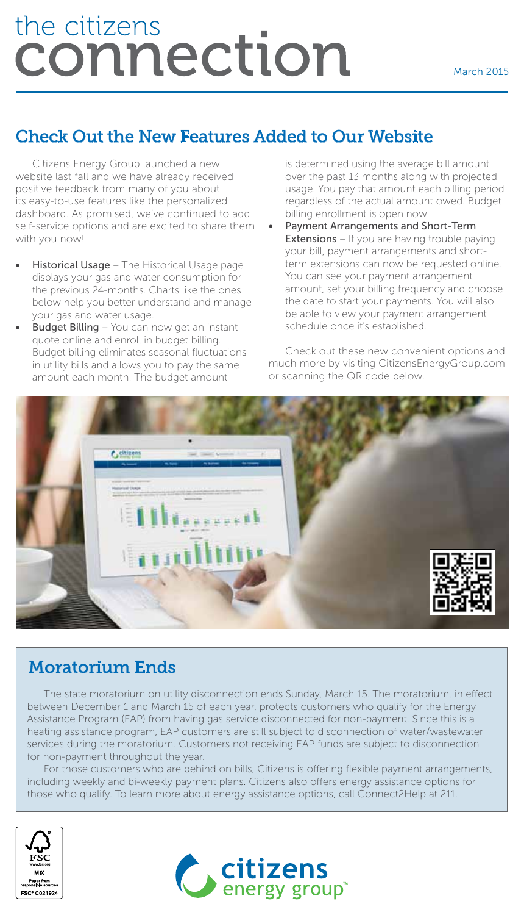# the citizens connection

March 2015

## Check Out the New Features Added to Our Website

Citizens Energy Group launched a new website last fall and we have already received positive feedback from many of you about its easy-to-use features like the personalized dashboard. As promised, we've continued to add self-service options and are excited to share them with you now!

- **Historical Usage** – The Historical Usage page displays your gas and water consumption for the previous 24-months. Charts like the ones below help you better understand and manage your gas and water usage.
- **Budget Billing** – You can now get an instant quote online and enroll in budget billing. Budget billing eliminates seasonal fluctuations in utility bills and allows you to pay the same amount each month. The budget amount is determined using the average bill amount over the past 13 months along with projected usage. You pay that amount each billing period regardless of the actual amount owed. Budget billing enrollment is open now.
- **Payment Arrangements and Short-Term Extensions** – If you are having trouble paying your bill, payment arrangements and short-term extensions can now be requested online. You can see your payment arrangement amount, set your billing frequency and choose the date to start your payments. You will also be able to view your payment arrangement schedule once it's established.

Check out these new convenient options and much more by visiting CitizensEnergyGroup.com or scanning the QR code below.

## Moratorium Ends

The state moratorium on utility disconnection ends Sunday, March 15. The moratorium, in effect between December 1 and March 15 of each year, protects customers who qualify for the Energy Assistance Program (EAP) from having gas service disconnected for non-payment. Since this is a heating assistance program, EAP customers are still subject to disconnection of water/wastewater services during the moratorium. Customers not receiving EAP funds are subject to disconnection for non-payment throughout the year.

For those customers who are behind on bills, Citizens is offering flexible payment arrangements, including weekly and bi-weekly payment plans. Citizens also offers energy assistance options for those who qualify. To learn more about energy assistance options, call Connect2Help at 211.

FSC www.fsc.org MIX Paper from responsible sources FSC® C021924

citizens energy group™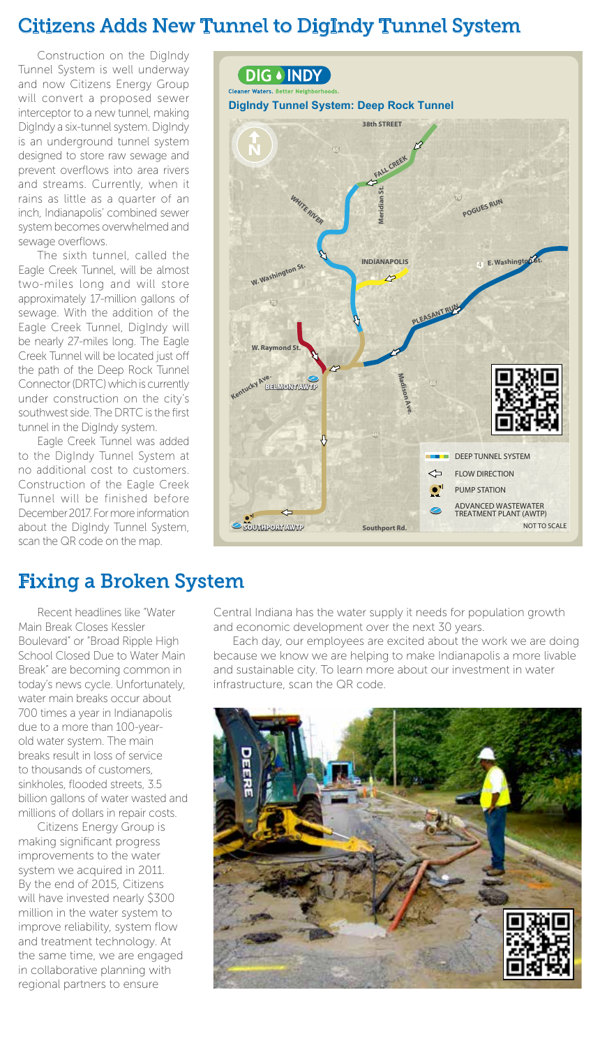## Citizens Adds New Tunnel to DigIndy Tunnel System

Construction on the DigIndy Tunnel System is well underway and now Citizens Energy Group will convert a proposed sewer interceptor to a new tunnel, making DigIndy a six-tunnel system. DigIndy is an underground tunnel system designed to store raw sewage and prevent overflows into area rivers and streams. Currently, when it rains as little as a quarter of an inch, Indianapolis' combined sewer system becomes overwhelmed and sewage overflows.

The sixth tunnel, called the Eagle Creek Tunnel, will be almost two-miles long and will store approximately 17-million gallons of sewage. With the addition of the Eagle Creek Tunnel, DigIndy will be nearly 27-miles long. The Eagle Creek Tunnel will be located just off the path of the Deep Rock Tunnel Connector (DRTC) which is currently under construction on the city's southwest side. The DRTC is the first tunnel in the DigIndy system.

Eagle Creek Tunnel was added to the DigIndy Tunnel System at no additional cost to customers. Construction of the Eagle Creek Tunnel will be finished before December 2017. For more information about the DigIndy Tunnel System, scan the QR code on the map.

DIG INDY
Cleaner Waters. Better Neighborhoods.
DigIndy Tunnel System: Deep Rock Tunnel

38th STREET
FALL CREEK
WHITE RIVER
Meridian St.
POGUES RUN
INDIANAPOLIS
E. Washington St.
W. Washington St.
PLEASANT RUN
W. Raymond St.
Kentucky Ave.
BELMONT AWTP
Madison Ave.
SOUTHPORT AWTP
Southport Rd.

DEEP TUNNEL SYSTEM
FLOW DIRECTION
PUMP STATION
ADVANCED WASTEWATER TREATMENT PLANT (AWTP)
NOT TO SCALE

## Fixing a Broken System

Recent headlines like "Water Main Break Closes Kessler Boulevard" or "Broad Ripple High School Closed Due to Water Main Break" are becoming common in today's news cycle. Unfortunately, water main breaks occur about 700 times a year in Indianapolis due to a more than 100-year-old water system. The main breaks result in loss of service to thousands of customers, sinkholes, flooded streets, 3.5 billion gallons of water wasted and millions of dollars in repair costs.

Citizens Energy Group is making significant progress improvements to the water system we acquired in 2011. By the end of 2015, Citizens will have invested nearly $300 million in the water system to improve reliability, system flow and treatment technology. At the same time, we are engaged in collaborative planning with regional partners to ensure Central Indiana has the water supply it needs for population growth and economic development over the next 30 years.

Each day, our employees are excited about the work we are doing because we know we are helping to make Indianapolis a more livable and sustainable city. To learn more about our investment in water infrastructure, scan the QR code.